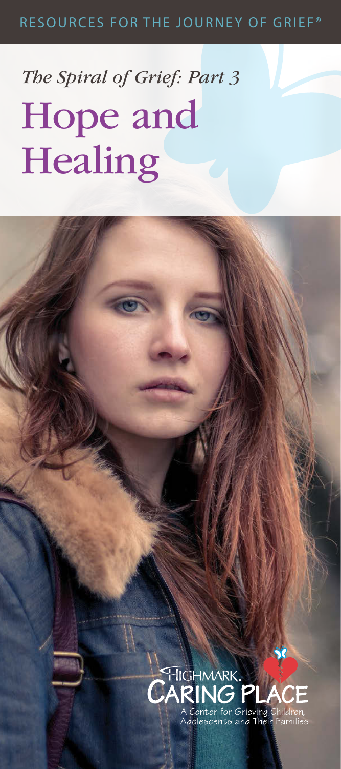RESOURCES FOR THE JOURNEY OF GRIEF®

*The Spiral of Grief: Part 3*

# Hope and Healing

HIGHMARK.
CARING PLACE
A Center for Grieving Children, Adolescents and Their Families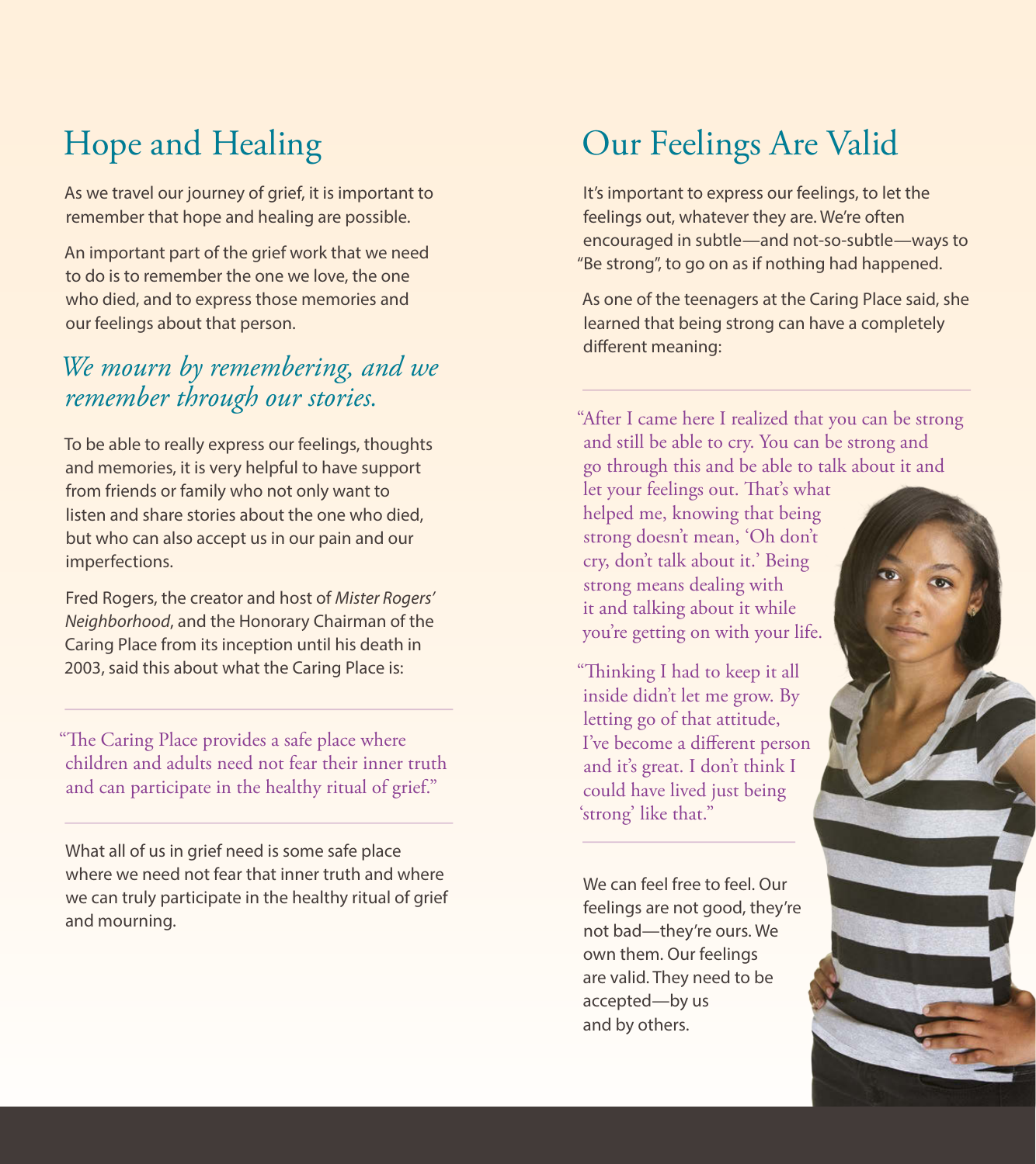## Hope and Healing

As we travel our journey of grief, it is important to remember that hope and healing are possible.

An important part of the grief work that we need to do is to remember the one we love, the one who died, and to express those memories and our feelings about that person.

### *We mourn by remembering, and we remember through our stories.*

To be able to really express our feelings, thoughts and memories, it is very helpful to have support from friends or family who not only want to listen and share stories about the one who died, but who can also accept us in our pain and our imperfections.

Fred Rogers, the creator and host of *Mister Rogers' Neighborhood*, and the Honorary Chairman of the Caring Place from its inception until his death in 2003, said this about what the Caring Place is:

> "The Caring Place provides a safe place where children and adults need not fear their inner truth and can participate in the healthy ritual of grief."

What all of us in grief need is some safe place where we need not fear that inner truth and where we can truly participate in the healthy ritual of grief and mourning.

## Our Feelings Are Valid

It's important to express our feelings, to let the feelings out, whatever they are. We're often encouraged in subtle—and not-so-subtle—ways to "Be strong", to go on as if nothing had happened.

As one of the teenagers at the Caring Place said, she learned that being strong can have a completely different meaning:

> "After I came here I realized that you can be strong and still be able to cry. You can be strong and go through this and be able to talk about it and let your feelings out. That's what helped me, knowing that being strong doesn't mean, 'Oh don't cry, don't talk about it.' Being strong means dealing with it and talking about it while you're getting on with your life.
>
> "Thinking I had to keep it all inside didn't let me grow. By letting go of that attitude, I've become a different person and it's great. I don't think I could have lived just being 'strong' like that."

We can feel free to feel. Our feelings are not good, they're not bad—they're ours. We own them. Our feelings are valid. They need to be accepted—by us and by others.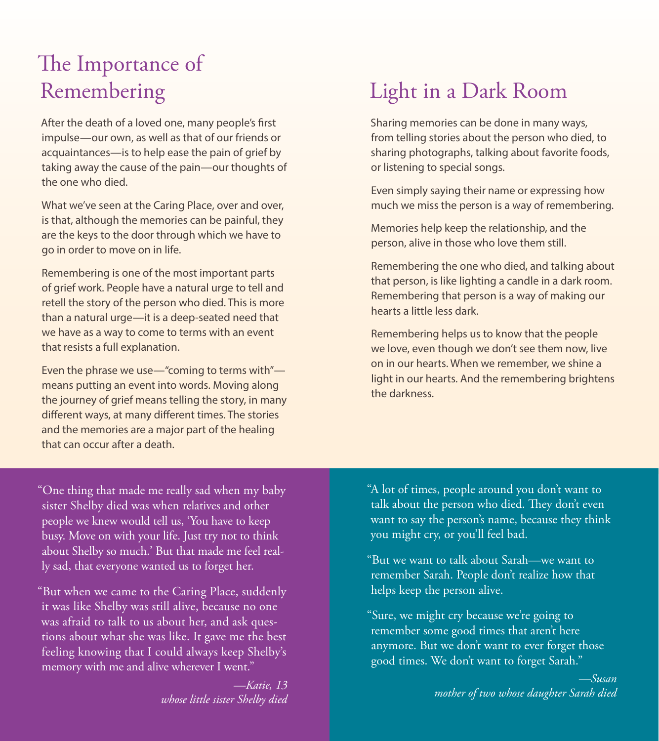# The Importance of Remembering

After the death of a loved one, many people's first impulse—our own, as well as that of our friends or acquaintances—is to help ease the pain of grief by taking away the cause of the pain—our thoughts of the one who died.

What we've seen at the Caring Place, over and over, is that, although the memories can be painful, they are the keys to the door through which we have to go in order to move on in life.

Remembering is one of the most important parts of grief work. People have a natural urge to tell and retell the story of the person who died. This is more than a natural urge—it is a deep-seated need that we have as a way to come to terms with an event that resists a full explanation.

Even the phrase we use—"coming to terms with"—means putting an event into words. Moving along the journey of grief means telling the story, in many different ways, at many different times. The stories and the memories are a major part of the healing that can occur after a death.

"One thing that made me really sad when my baby sister Shelby died was when relatives and other people we knew would tell us, 'You have to keep busy. Move on with your life. Just try not to think about Shelby so much.' But that made me feel really sad, that everyone wanted us to forget her.

"But when we came to the Caring Place, suddenly it was like Shelby was still alive, because no one was afraid to talk to us about her, and ask questions about what she was like. It gave me the best feeling knowing that I could always keep Shelby's memory with me and alive wherever I went."

*—Katie, 13*
*whose little sister Shelby died*

# Light in a Dark Room

Sharing memories can be done in many ways, from telling stories about the person who died, to sharing photographs, talking about favorite foods, or listening to special songs.

Even simply saying their name or expressing how much we miss the person is a way of remembering.

Memories help keep the relationship, and the person, alive in those who love them still.

Remembering the one who died, and talking about that person, is like lighting a candle in a dark room. Remembering that person is a way of making our hearts a little less dark.

Remembering helps us to know that the people we love, even though we don't see them now, live on in our hearts. When we remember, we shine a light in our hearts. And the remembering brightens the darkness.

"A lot of times, people around you don't want to talk about the person who died. They don't even want to say the person's name, because they think you might cry, or you'll feel bad.

"But we want to talk about Sarah—we want to remember Sarah. People don't realize how that helps keep the person alive.

"Sure, we might cry because we're going to remember some good times that aren't here anymore. But we don't want to ever forget those good times. We don't want to forget Sarah."

*—Susan*
*mother of two whose daughter Sarah died*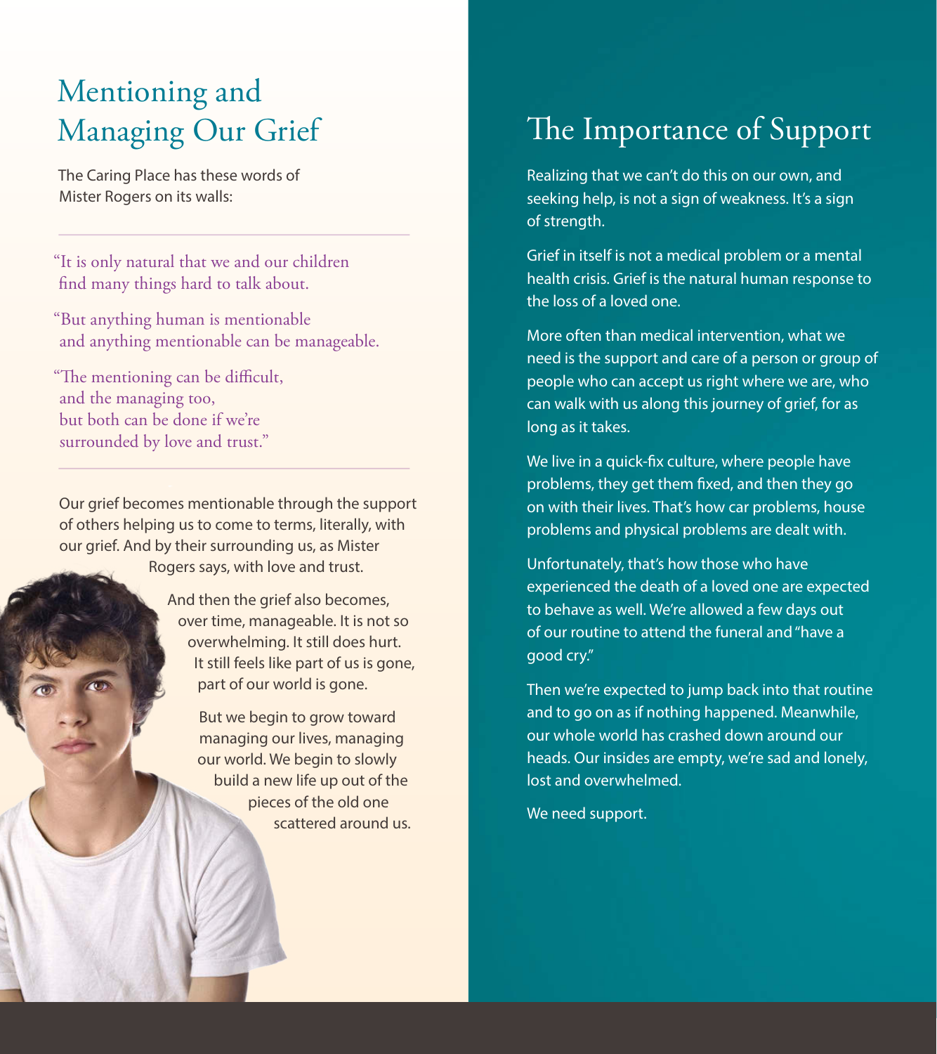# Mentioning and Managing Our Grief

The Caring Place has these words of Mister Rogers on its walls:

---

"It is only natural that we and our children find many things hard to talk about.

"But anything human is mentionable and anything mentionable can be manageable.

"The mentioning can be difficult, and the managing too, but both can be done if we're surrounded by love and trust."

---

Our grief becomes mentionable through the support of others helping us to come to terms, literally, with our grief. And by their surrounding us, as Mister Rogers says, with love and trust.

And then the grief also becomes, over time, manageable. It is not so overwhelming. It still does hurt. It still feels like part of us is gone, part of our world is gone.

But we begin to grow toward managing our lives, managing our world. We begin to slowly build a new life up out of the pieces of the old one scattered around us.

# The Importance of Support

Realizing that we can't do this on our own, and seeking help, is not a sign of weakness. It's a sign of strength.

Grief in itself is not a medical problem or a mental health crisis. Grief is the natural human response to the loss of a loved one.

More often than medical intervention, what we need is the support and care of a person or group of people who can accept us right where we are, who can walk with us along this journey of grief, for as long as it takes.

We live in a quick-fix culture, where people have problems, they get them fixed, and then they go on with their lives. That's how car problems, house problems and physical problems are dealt with.

Unfortunately, that's how those who have experienced the death of a loved one are expected to behave as well. We're allowed a few days out of our routine to attend the funeral and "have a good cry."

Then we're expected to jump back into that routine and to go on as if nothing happened. Meanwhile, our whole world has crashed down around our heads. Our insides are empty, we're sad and lonely, lost and overwhelmed.

We need support.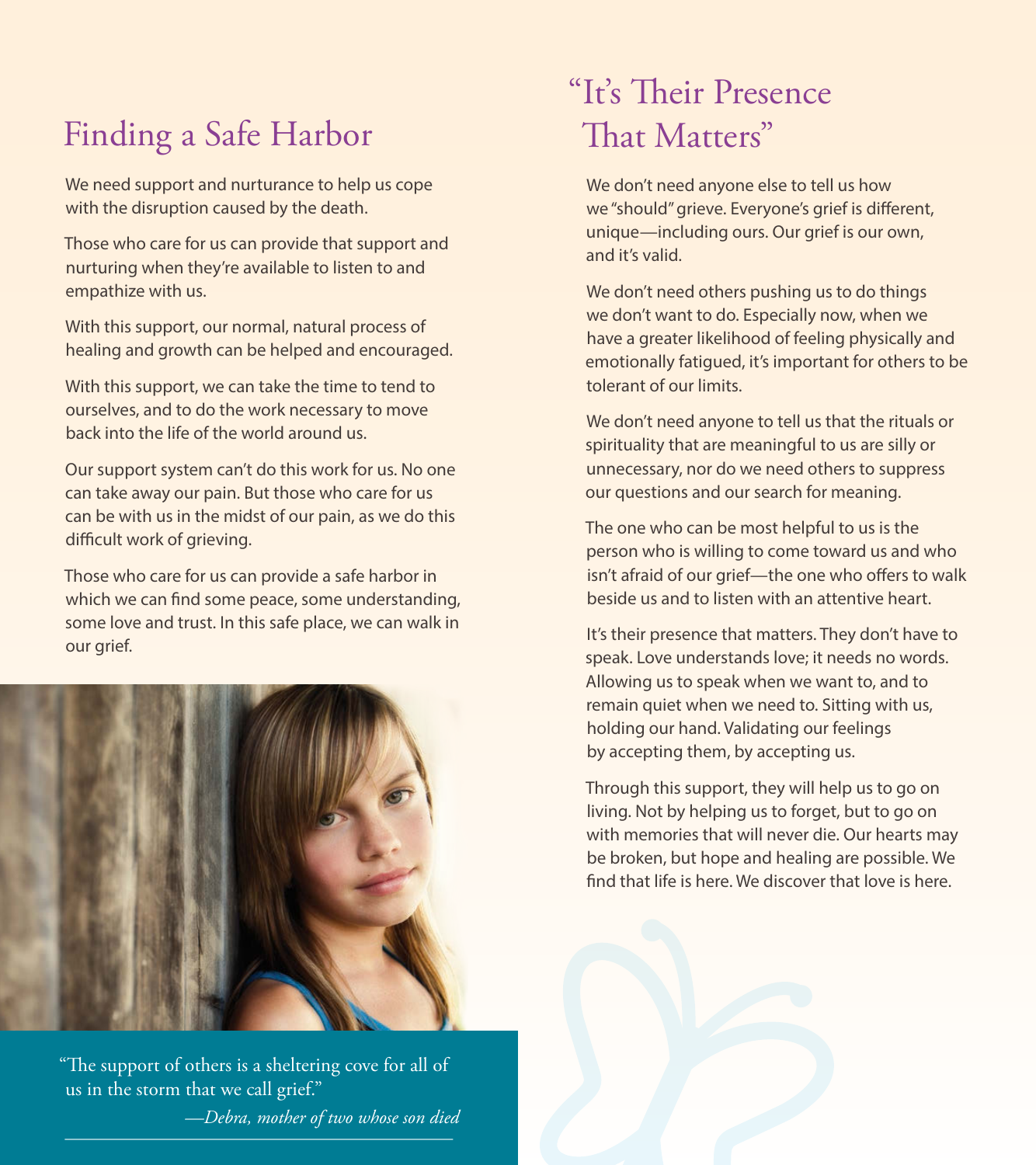## Finding a Safe Harbor

We need support and nurturance to help us cope with the disruption caused by the death.

Those who care for us can provide that support and nurturing when they're available to listen to and empathize with us.

With this support, our normal, natural process of healing and growth can be helped and encouraged.

With this support, we can take the time to tend to ourselves, and to do the work necessary to move back into the life of the world around us.

Our support system can't do this work for us. No one can take away our pain. But those who care for us can be with us in the midst of our pain, as we do this difficult work of grieving.

Those who care for us can provide a safe harbor in which we can find some peace, some understanding, some love and trust. In this safe place, we can walk in our grief.

> "The support of others is a sheltering cove for all of us in the storm that we call grief."
>
> *—Debra, mother of two whose son died*

## "It's Their Presence That Matters"

We don't need anyone else to tell us how we "should" grieve. Everyone's grief is different, unique—including ours. Our grief is our own, and it's valid.

We don't need others pushing us to do things we don't want to do. Especially now, when we have a greater likelihood of feeling physically and emotionally fatigued, it's important for others to be tolerant of our limits.

We don't need anyone to tell us that the rituals or spirituality that are meaningful to us are silly or unnecessary, nor do we need others to suppress our questions and our search for meaning.

The one who can be most helpful to us is the person who is willing to come toward us and who isn't afraid of our grief—the one who offers to walk beside us and to listen with an attentive heart.

It's their presence that matters. They don't have to speak. Love understands love; it needs no words. Allowing us to speak when we want to, and to remain quiet when we need to. Sitting with us, holding our hand. Validating our feelings by accepting them, by accepting us.

Through this support, they will help us to go on living. Not by helping us to forget, but to go on with memories that will never die. Our hearts may be broken, but hope and healing are possible. We find that life is here. We discover that love is here.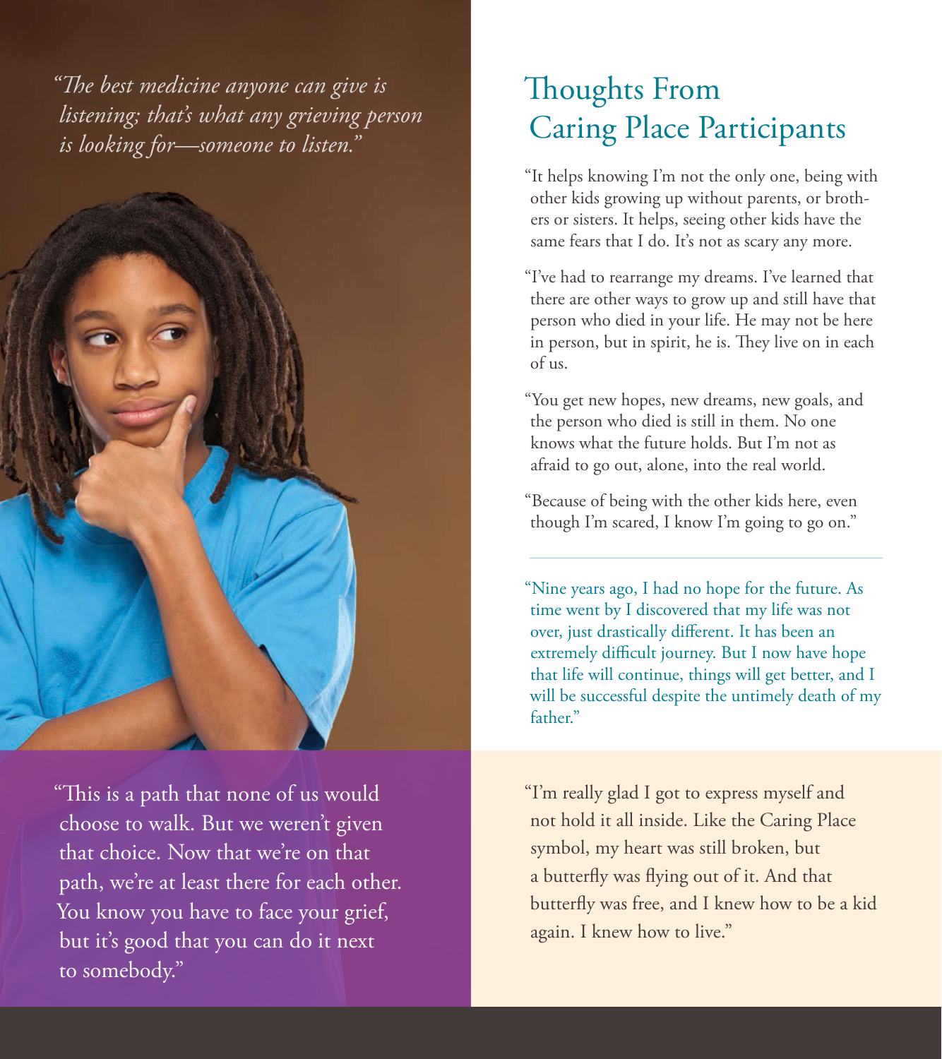*"The best medicine anyone can give is listening; that's what any grieving person is looking for—someone to listen."*

"This is a path that none of us would choose to walk. But we weren't given that choice. Now that we're on that path, we're at least there for each other. You know you have to face your grief, but it's good that you can do it next to somebody."

## Thoughts From Caring Place Participants

"It helps knowing I'm not the only one, being with other kids growing up without parents, or brothers or sisters. It helps, seeing other kids have the same fears that I do. It's not as scary any more.

"I've had to rearrange my dreams. I've learned that there are other ways to grow up and still have that person who died in your life. He may not be here in person, but in spirit, he is. They live on in each of us.

"You get new hopes, new dreams, new goals, and the person who died is still in them. No one knows what the future holds. But I'm not as afraid to go out, alone, into the real world.

"Because of being with the other kids here, even though I'm scared, I know I'm going to go on."

---

"Nine years ago, I had no hope for the future. As time went by I discovered that my life was not over, just drastically different. It has been an extremely difficult journey. But I now have hope that life will continue, things will get better, and I will be successful despite the untimely death of my father."

"I'm really glad I got to express myself and not hold it all inside. Like the Caring Place symbol, my heart was still broken, but a butterfly was flying out of it. And that butterfly was free, and I knew how to be a kid again. I knew how to live."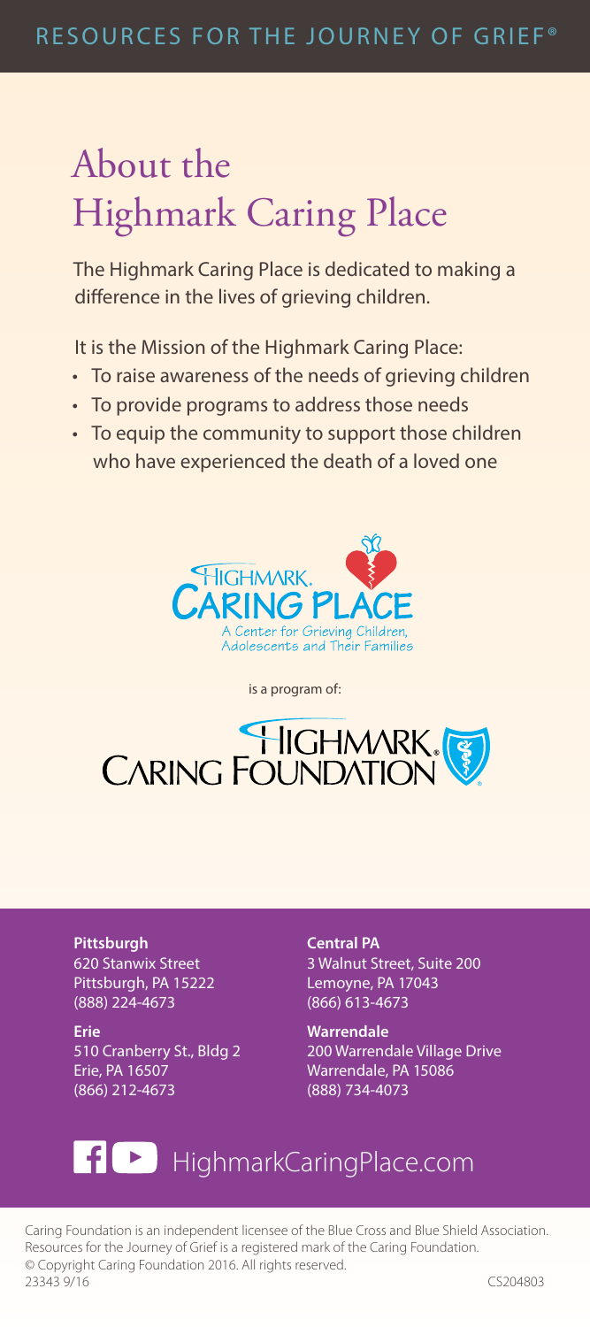RESOURCES FOR THE JOURNEY OF GRIEF®

# About the Highmark Caring Place

The Highmark Caring Place is dedicated to making a difference in the lives of grieving children.

It is the Mission of the Highmark Caring Place:

- To raise awareness of the needs of grieving children
- To provide programs to address those needs
- To equip the community to support those children who have experienced the death of a loved one

HIGHMARK. CARING PLACE
A Center for Grieving Children, Adolescents and Their Families

is a program of:

HIGHMARK. CARING FOUNDATION

**Pittsburgh**
620 Stanwix Street
Pittsburgh, PA 15222
(888) 224-4673

**Erie**
510 Cranberry St., Bldg 2
Erie, PA 16507
(866) 212-4673

**Central PA**
3 Walnut Street, Suite 200
Lemoyne, PA 17043
(866) 613-4673

**Warrendale**
200 Warrendale Village Drive
Warrendale, PA 15086
(888) 734-4073

HighmarkCaringPlace.com

Caring Foundation is an independent licensee of the Blue Cross and Blue Shield Association.
Resources for the Journey of Grief is a registered mark of the Caring Foundation.
© Copyright Caring Foundation 2016. All rights reserved.
23343 9/16 CS204803